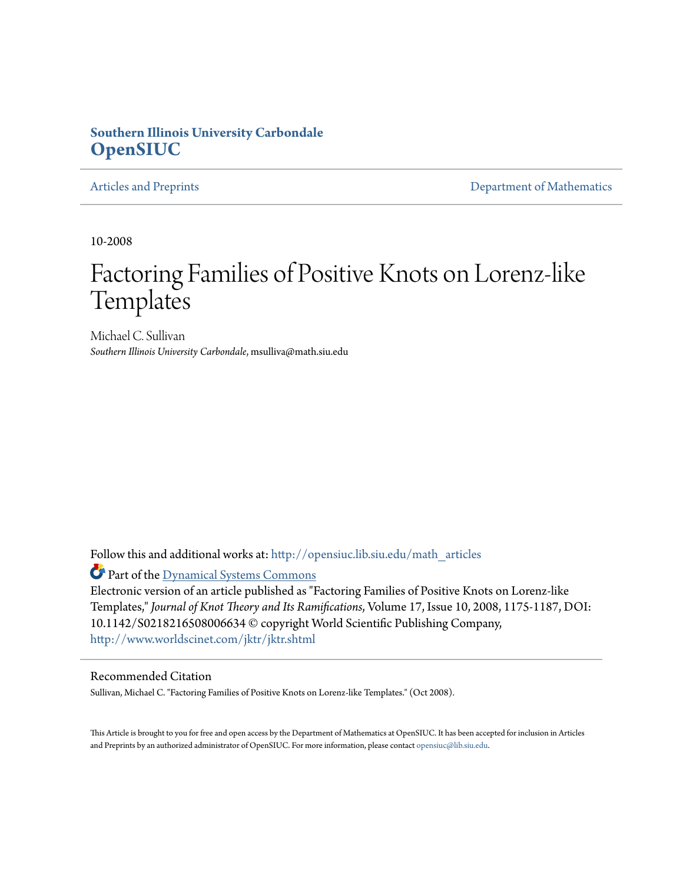Southern Illinois University Carbondale
**OpenSIUC**

Articles and Preprints | Department of Mathematics

10-2008

# Factoring Families of Positive Knots on Lorenz-like Templates

Michael C. Sullivan
*Southern Illinois University Carbondale*, msulliva@math.siu.edu

Follow this and additional works at: http://opensiuc.lib.siu.edu/math_articles

Part of the Dynamical Systems Commons

Electronic version of an article published as "Factoring Families of Positive Knots on Lorenz-like Templates," *Journal of Knot Theory and Its Ramifications*, Volume 17, Issue 10, 2008, 1175-1187, DOI: 10.1142/S0218216508006634 © copyright World Scientific Publishing Company, http://www.worldscinet.com/jktr/jktr.shtml

## Recommended Citation

Sullivan, Michael C. "Factoring Families of Positive Knots on Lorenz-like Templates." (Oct 2008).

This Article is brought to you for free and open access by the Department of Mathematics at OpenSIUC. It has been accepted for inclusion in Articles and Preprints by an authorized administrator of OpenSIUC. For more information, please contact opensiuc@lib.siu.edu.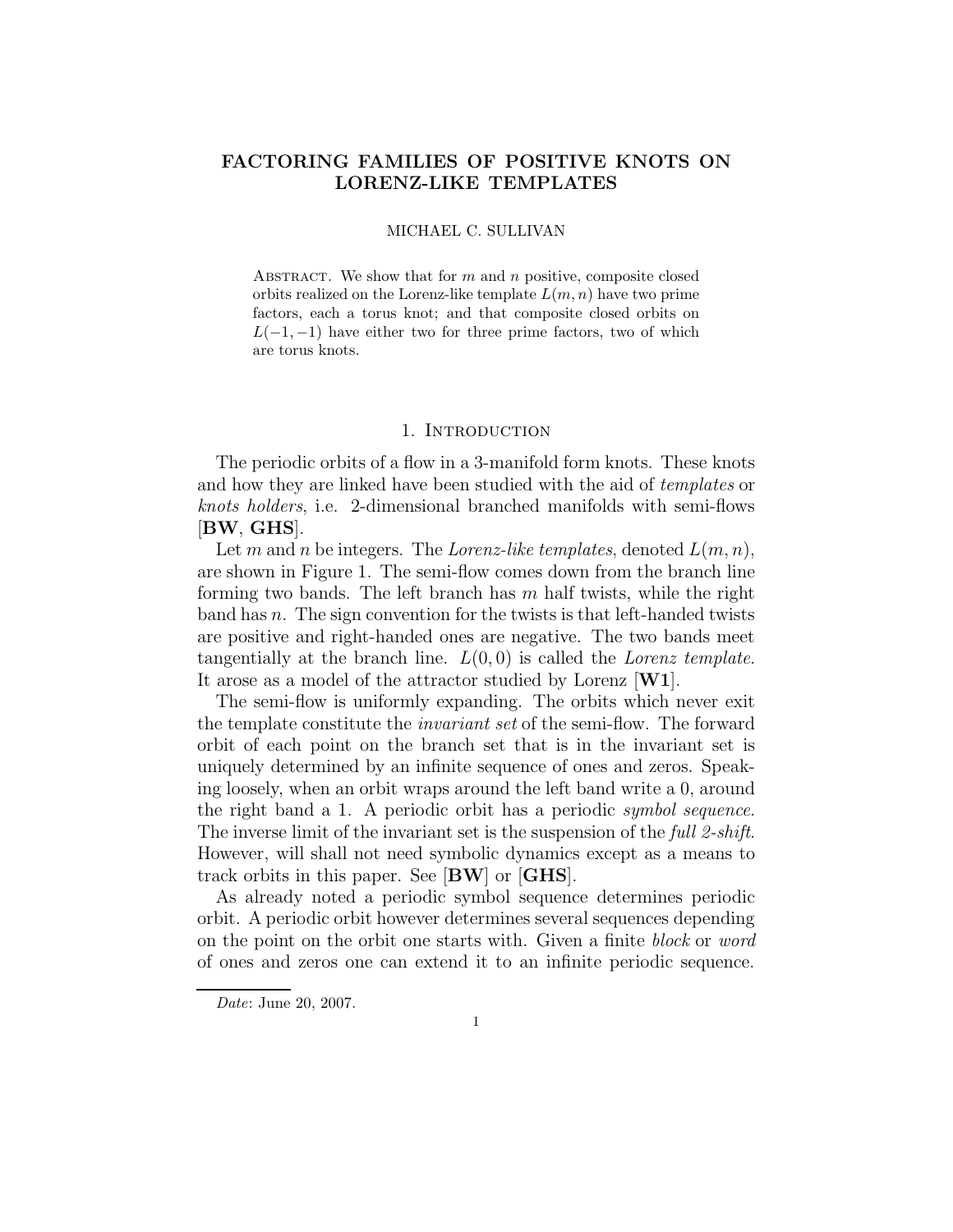# FACTORING FAMILIES OF POSITIVE KNOTS ON LORENZ-LIKE TEMPLATES

MICHAEL C. SULLIVAN

Abstract. We show that for $m$ and $n$ positive, composite closed orbits realized on the Lorenz-like template $L(m, n)$ have two prime factors, each a torus knot; and that composite closed orbits on $L(-1, -1)$ have either two for three prime factors, two of which are torus knots.

## 1. Introduction

The periodic orbits of a flow in a 3-manifold form knots. These knots and how they are linked have been studied with the aid of *templates* or *knots holders*, i.e. 2-dimensional branched manifolds with semi-flows [**BW**, **GHS**].

Let $m$ and $n$ be integers. The *Lorenz-like templates*, denoted $L(m, n)$, are shown in Figure 1. The semi-flow comes down from the branch line forming two bands. The left branch has $m$ half twists, while the right band has $n$. The sign convention for the twists is that left-handed twists are positive and right-handed ones are negative. The two bands meet tangentially at the branch line. $L(0, 0)$ is called the *Lorenz template*. It arose as a model of the attractor studied by Lorenz [**W1**].

The semi-flow is uniformly expanding. The orbits which never exit the template constitute the *invariant set* of the semi-flow. The forward orbit of each point on the branch set that is in the invariant set is uniquely determined by an infinite sequence of ones and zeros. Speaking loosely, when an orbit wraps around the left band write a 0, around the right band a 1. A periodic orbit has a periodic *symbol sequence*. The inverse limit of the invariant set is the suspension of the *full 2-shift*. However, will shall not need symbolic dynamics except as a means to track orbits in this paper. See [**BW**] or [**GHS**].

As already noted a periodic symbol sequence determines periodic orbit. A periodic orbit however determines several sequences depending on the point on the orbit one starts with. Given a finite *block* or *word* of ones and zeros one can extend it to an infinite periodic sequence.

*Date*: June 20, 2007.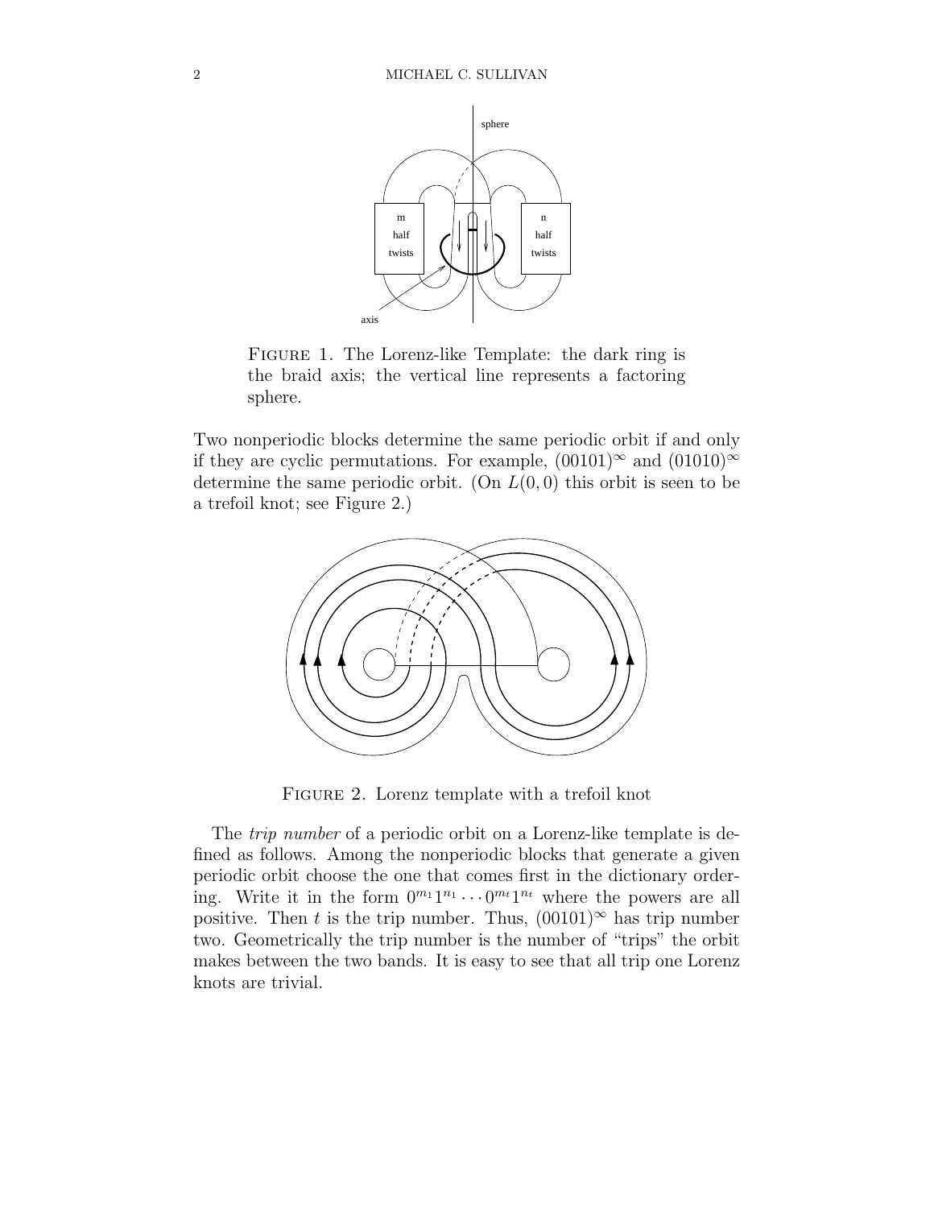FIGURE 1. The Lorenz-like Template: the dark ring is the braid axis; the vertical line represents a factoring sphere.

Two nonperiodic blocks determine the same periodic orbit if and only if they are cyclic permutations. For example, $(00101)^\infty$ and $(01010)^\infty$ determine the same periodic orbit. (On $L(0,0)$ this orbit is seen to be a trefoil knot; see Figure 2.)

FIGURE 2. Lorenz template with a trefoil knot

The *trip number* of a periodic orbit on a Lorenz-like template is defined as follows. Among the nonperiodic blocks that generate a given periodic orbit choose the one that comes first in the dictionary ordering. Write it in the form $0^{m_1}1^{n_1}\cdots 0^{m_t}1^{n_t}$ where the powers are all positive. Then $t$ is the trip number. Thus, $(00101)^\infty$ has trip number two. Geometrically the trip number is the number of "trips" the orbit makes between the two bands. It is easy to see that all trip one Lorenz knots are trivial.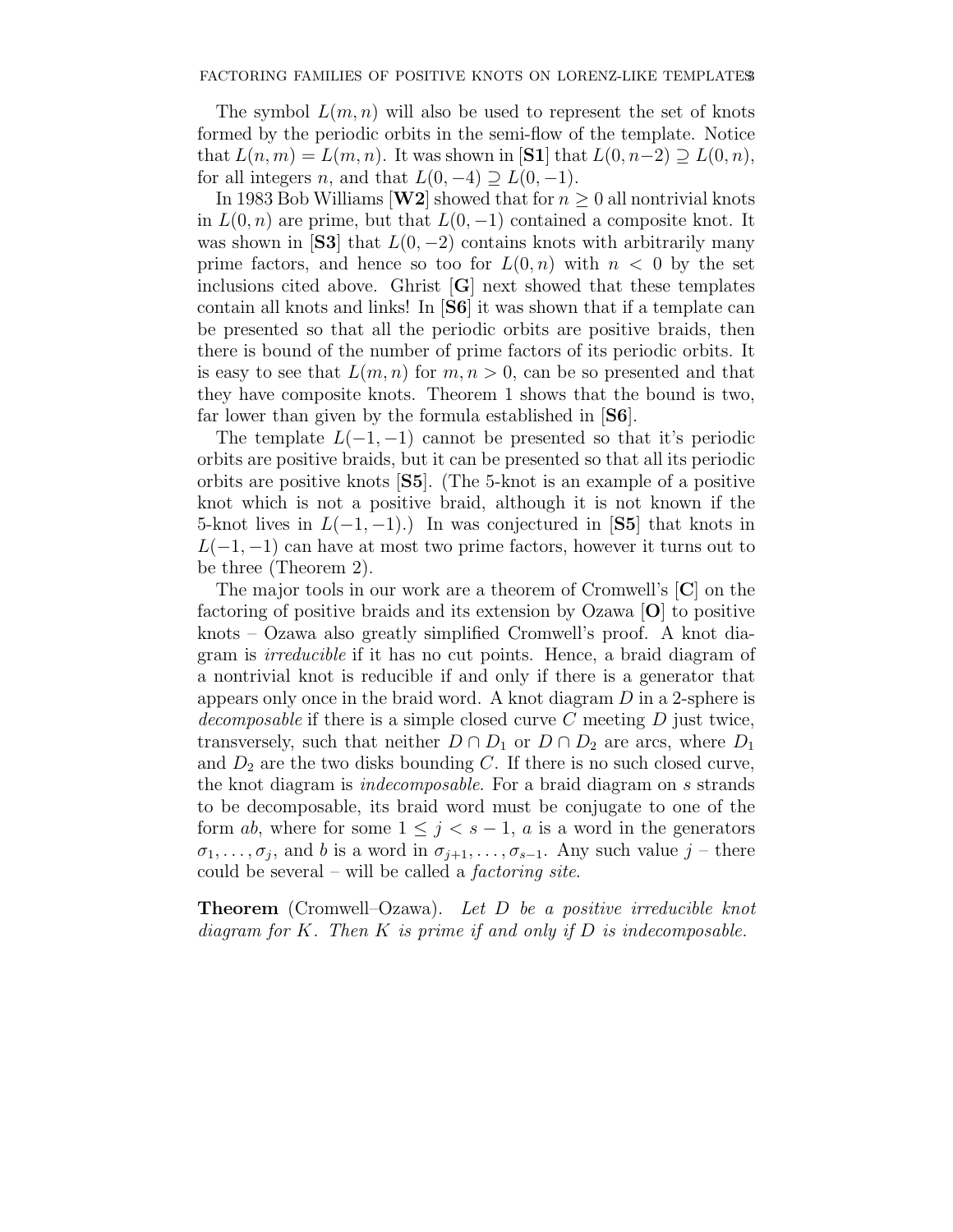The symbol $L(m,n)$ will also be used to represent the set of knots formed by the periodic orbits in the semi-flow of the template. Notice that $L(n,m) = L(m,n)$. It was shown in [**S1**] that $L(0, n-2) \supseteq L(0,n)$, for all integers $n$, and that $L(0,-4) \supseteq L(0,-1)$.

In 1983 Bob Williams [**W2**] showed that for $n \geq 0$ all nontrivial knots in $L(0,n)$ are prime, but that $L(0,-1)$ contained a composite knot. It was shown in [**S3**] that $L(0,-2)$ contains knots with arbitrarily many prime factors, and hence so too for $L(0,n)$ with $n < 0$ by the set inclusions cited above. Ghrist [**G**] next showed that these templates contain all knots and links! In [**S6**] it was shown that if a template can be presented so that all the periodic orbits are positive braids, then there is bound of the number of prime factors of its periodic orbits. It is easy to see that $L(m,n)$ for $m, n > 0$, can be so presented and that they have composite knots. Theorem 1 shows that the bound is two, far lower than given by the formula established in [**S6**].

The template $L(-1,-1)$ cannot be presented so that it's periodic orbits are positive braids, but it can be presented so that all its periodic orbits are positive knots [**S5**]. (The 5-knot is an example of a positive knot which is not a positive braid, although it is not known if the 5-knot lives in $L(-1,-1)$.) In was conjectured in [**S5**] that knots in $L(-1,-1)$ can have at most two prime factors, however it turns out to be three (Theorem 2).

The major tools in our work are a theorem of Cromwell's [**C**] on the factoring of positive braids and its extension by Ozawa [**O**] to positive knots – Ozawa also greatly simplified Cromwell's proof. A knot diagram is *irreducible* if it has no cut points. Hence, a braid diagram of a nontrivial knot is reducible if and only if there is a generator that appears only once in the braid word. A knot diagram $D$ in a 2-sphere is *decomposable* if there is a simple closed curve $C$ meeting $D$ just twice, transversely, such that neither $D \cap D_1$ or $D \cap D_2$ are arcs, where $D_1$ and $D_2$ are the two disks bounding $C$. If there is no such closed curve, the knot diagram is *indecomposable*. For a braid diagram on $s$ strands to be decomposable, its braid word must be conjugate to one of the form $ab$, where for some $1 \leq j < s-1$, $a$ is a word in the generators $\sigma_1, \ldots, \sigma_j$, and $b$ is a word in $\sigma_{j+1}, \ldots, \sigma_{s-1}$. Any such value $j$ – there could be several – will be called a *factoring site*.

**Theorem** (Cromwell–Ozawa). *Let $D$ be a positive irreducible knot diagram for $K$. Then $K$ is prime if and only if $D$ is indecomposable.*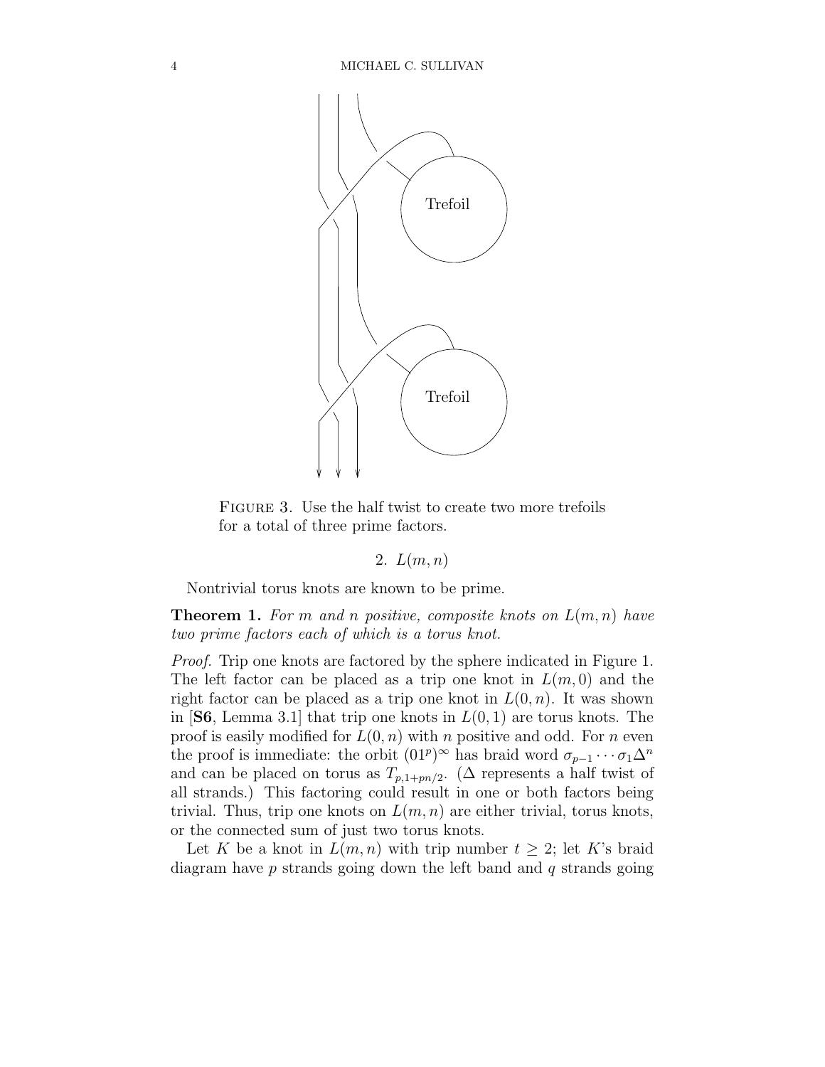Figure 3. Use the half twist to create two more trefoils for a total of three prime factors.

## 2. $L(m,n)$

Nontrivial torus knots are known to be prime.

**Theorem 1.** *For $m$ and $n$ positive, composite knots on $L(m,n)$ have two prime factors each of which is a torus knot.*

*Proof.* Trip one knots are factored by the sphere indicated in Figure 1. The left factor can be placed as a trip one knot in $L(m,0)$ and the right factor can be placed as a trip one knot in $L(0,n)$. It was shown in [**S6**, Lemma 3.1] that trip one knots in $L(0,1)$ are torus knots. The proof is easily modified for $L(0,n)$ with $n$ positive and odd. For $n$ even the proof is immediate: the orbit $(01^p)^\infty$ has braid word $\sigma_{p-1}\cdots\sigma_1\Delta^n$ and can be placed on torus as $T_{p,1+pn/2}$. ($\Delta$ represents a half twist of all strands.) This factoring could result in one or both factors being trivial. Thus, trip one knots on $L(m,n)$ are either trivial, torus knots, or the connected sum of just two torus knots.

Let $K$ be a knot in $L(m,n)$ with trip number $t \geq 2$; let $K$'s braid diagram have $p$ strands going down the left band and $q$ strands going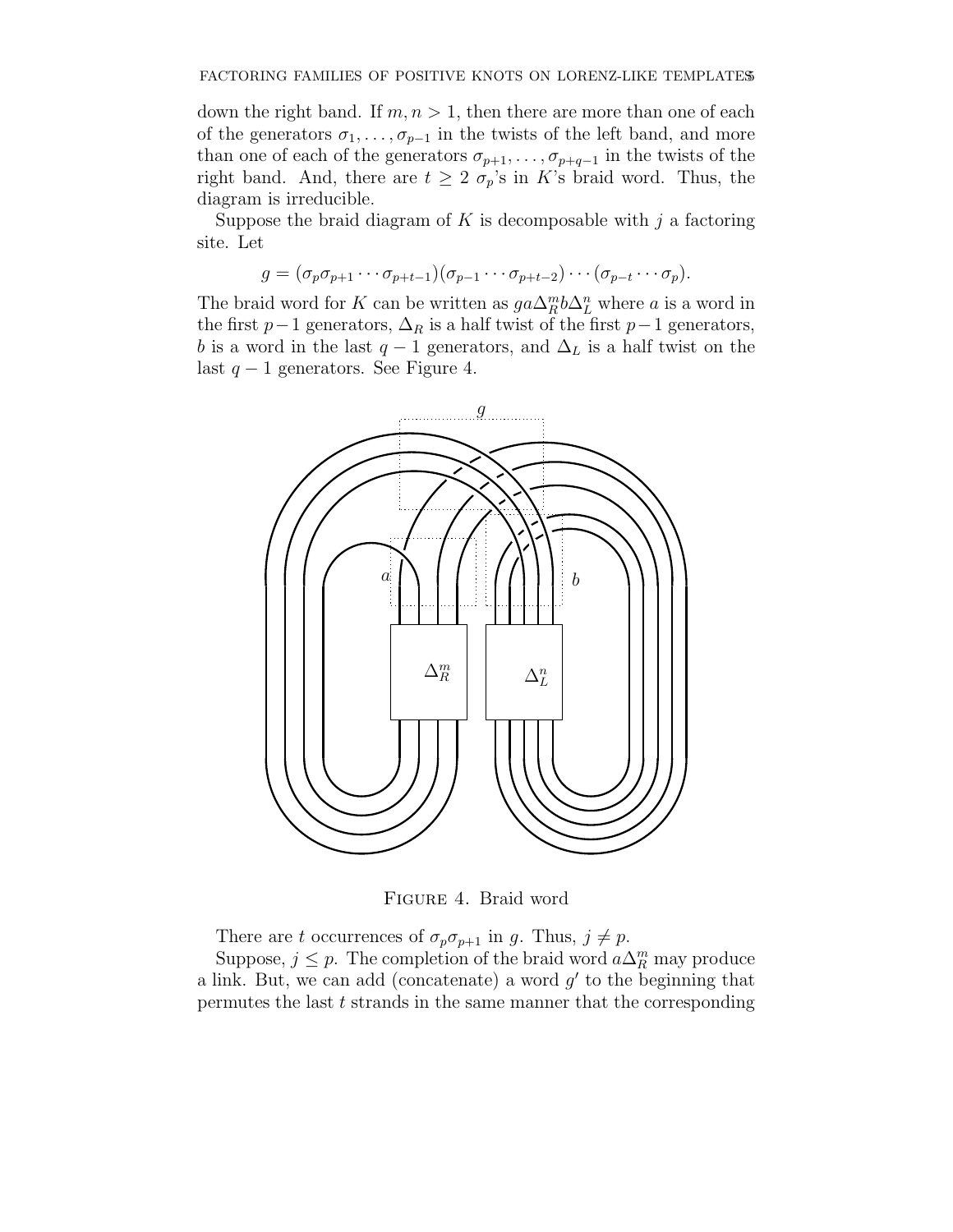down the right band. If $m, n > 1$, then there are more than one of each of the generators $\sigma_1, \dots, \sigma_{p-1}$ in the twists of the left band, and more than one of each of the generators $\sigma_{p+1}, \dots, \sigma_{p+q-1}$ in the twists of the right band. And, there are $t \geq 2$ $\sigma_p$'s in $K$'s braid word. Thus, the diagram is irreducible.

Suppose the braid diagram of $K$ is decomposable with $j$ a factoring site. Let

$$g = (\sigma_p \sigma_{p+1} \cdots \sigma_{p+t-1})(\sigma_{p-1} \cdots \sigma_{p+t-2}) \cdots (\sigma_{p-t} \cdots \sigma_p).$$

The braid word for $K$ can be written as $ga\Delta_R^m b\Delta_L^n$ where $a$ is a word in the first $p-1$ generators, $\Delta_R$ is a half twist of the first $p-1$ generators, $b$ is a word in the last $q-1$ generators, and $\Delta_L$ is a half twist on the last $q-1$ generators. See Figure 4.

Figure 4. Braid word

There are $t$ occurrences of $\sigma_p \sigma_{p+1}$ in $g$. Thus, $j \neq p$.

Suppose, $j \leq p$. The completion of the braid word $a\Delta_R^m$ may produce a link. But, we can add (concatenate) a word $g'$ to the beginning that permutes the last $t$ strands in the same manner that the corresponding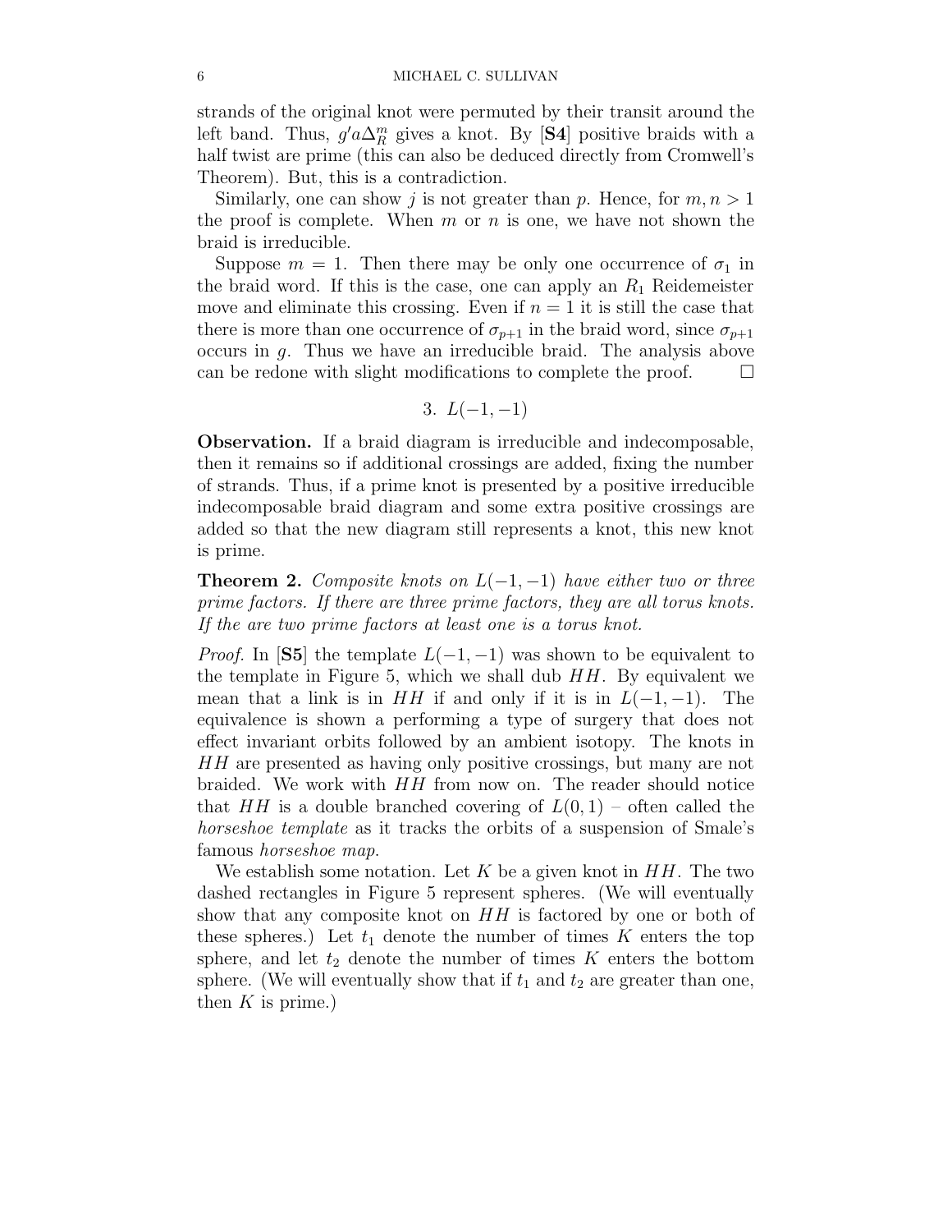strands of the original knot were permuted by their transit around the left band. Thus, $g'a\Delta_R^m$ gives a knot. By [**S4**] positive braids with a half twist are prime (this can also be deduced directly from Cromwell's Theorem). But, this is a contradiction.

Similarly, one can show $j$ is not greater than $p$. Hence, for $m, n > 1$ the proof is complete. When $m$ or $n$ is one, we have not shown the braid is irreducible.

Suppose $m = 1$. Then there may be only one occurrence of $\sigma_1$ in the braid word. If this is the case, one can apply an $R_1$ Reidemeister move and eliminate this crossing. Even if $n = 1$ it is still the case that there is more than one occurrence of $\sigma_{p+1}$ in the braid word, since $\sigma_{p+1}$ occurs in $g$. Thus we have an irreducible braid. The analysis above can be redone with slight modifications to complete the proof. □

## 3. $L(-1, -1)$

**Observation.** If a braid diagram is irreducible and indecomposable, then it remains so if additional crossings are added, fixing the number of strands. Thus, if a prime knot is presented by a positive irreducible indecomposable braid diagram and some extra positive crossings are added so that the new diagram still represents a knot, this new knot is prime.

**Theorem 2.** *Composite knots on $L(-1, -1)$ have either two or three prime factors. If there are three prime factors, they are all torus knots. If the are two prime factors at least one is a torus knot.*

*Proof.* In [**S5**] the template $L(-1, -1)$ was shown to be equivalent to the template in Figure 5, which we shall dub $HH$. By equivalent we mean that a link is in $HH$ if and only if it is in $L(-1, -1)$. The equivalence is shown a performing a type of surgery that does not effect invariant orbits followed by an ambient isotopy. The knots in $HH$ are presented as having only positive crossings, but many are not braided. We work with $HH$ from now on. The reader should notice that $HH$ is a double branched covering of $L(0, 1)$ – often called the *horseshoe template* as it tracks the orbits of a suspension of Smale's famous *horseshoe map*.

We establish some notation. Let $K$ be a given knot in $HH$. The two dashed rectangles in Figure 5 represent spheres. (We will eventually show that any composite knot on $HH$ is factored by one or both of these spheres.) Let $t_1$ denote the number of times $K$ enters the top sphere, and let $t_2$ denote the number of times $K$ enters the bottom sphere. (We will eventually show that if $t_1$ and $t_2$ are greater than one, then $K$ is prime.)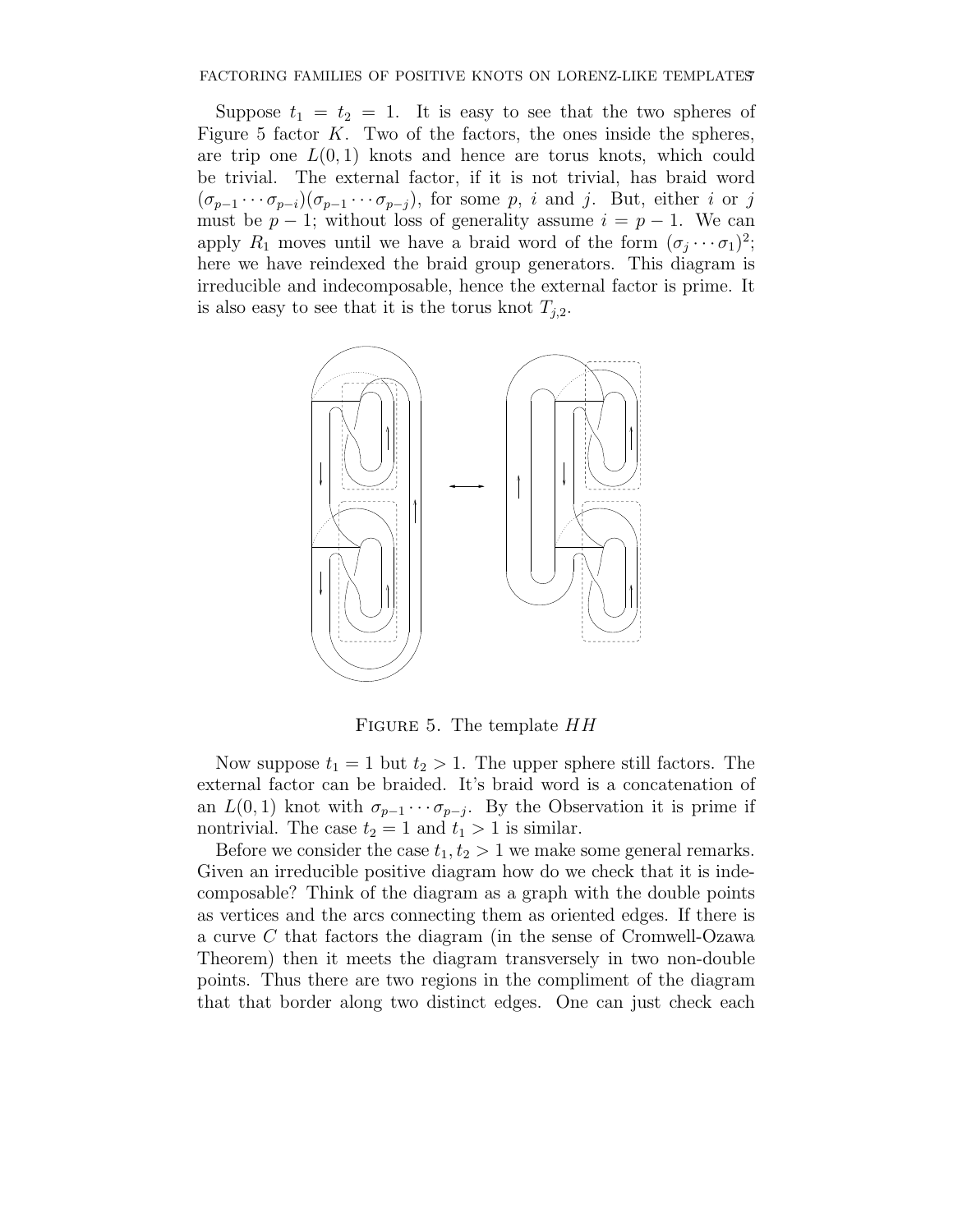Suppose $t_1 = t_2 = 1$. It is easy to see that the two spheres of Figure 5 factor $K$. Two of the factors, the ones inside the spheres, are trip one $L(0,1)$ knots and hence are torus knots, which could be trivial. The external factor, if it is not trivial, has braid word $(\sigma_{p-1}\cdots\sigma_{p-i})(\sigma_{p-1}\cdots\sigma_{p-j})$, for some $p$, $i$ and $j$. But, either $i$ or $j$ must be $p-1$; without loss of generality assume $i = p-1$. We can apply $R_1$ moves until we have a braid word of the form $(\sigma_j\cdots\sigma_1)^2$; here we have reindexed the braid group generators. This diagram is irreducible and indecomposable, hence the external factor is prime. It is also easy to see that it is the torus knot $T_{j,2}$.

FIGURE 5. The template $HH$

Now suppose $t_1 = 1$ but $t_2 > 1$. The upper sphere still factors. The external factor can be braided. It's braid word is a concatenation of an $L(0,1)$ knot with $\sigma_{p-1}\cdots\sigma_{p-j}$. By the Observation it is prime if nontrivial. The case $t_2 = 1$ and $t_1 > 1$ is similar.

Before we consider the case $t_1, t_2 > 1$ we make some general remarks. Given an irreducible positive diagram how do we check that it is indecomposable? Think of the diagram as a graph with the double points as vertices and the arcs connecting them as oriented edges. If there is a curve $C$ that factors the diagram (in the sense of Cromwell-Ozawa Theorem) then it meets the diagram transversely in two non-double points. Thus there are two regions in the compliment of the diagram that that border along two distinct edges. One can just check each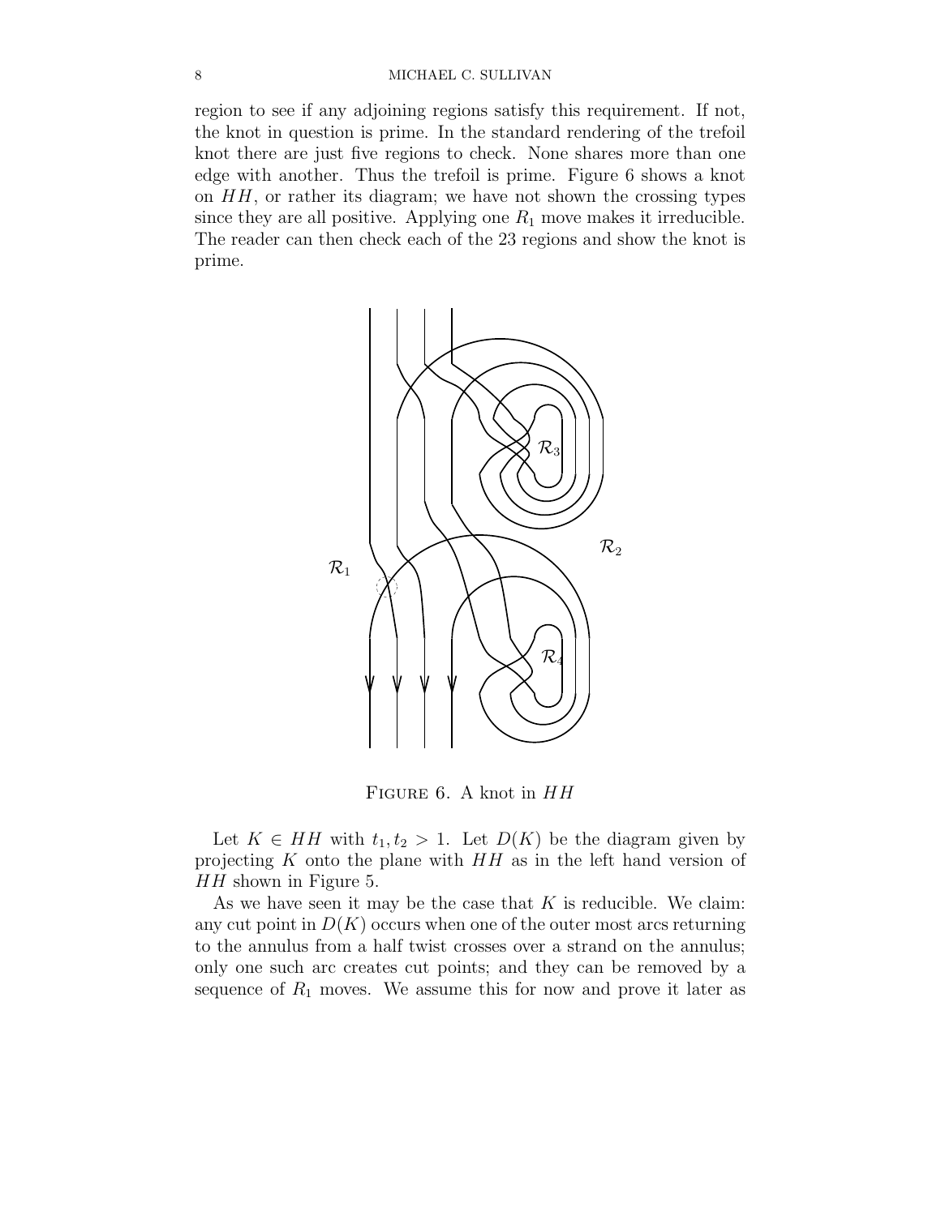region to see if any adjoining regions satisfy this requirement. If not, the knot in question is prime. In the standard rendering of the trefoil knot there are just five regions to check. None shares more than one edge with another. Thus the trefoil is prime. Figure 6 shows a knot on $HH$, or rather its diagram; we have not shown the crossing types since they are all positive. Applying one $R_1$ move makes it irreducible. The reader can then check each of the 23 regions and show the knot is prime.

FIGURE 6. A knot in $HH$

Let $K \in HH$ with $t_1, t_2 > 1$. Let $D(K)$ be the diagram given by projecting $K$ onto the plane with $HH$ as in the left hand version of $HH$ shown in Figure 5.

As we have seen it may be the case that $K$ is reducible. We claim: any cut point in $D(K)$ occurs when one of the outer most arcs returning to the annulus from a half twist crosses over a strand on the annulus; only one such arc creates cut points; and they can be removed by a sequence of $R_1$ moves. We assume this for now and prove it later as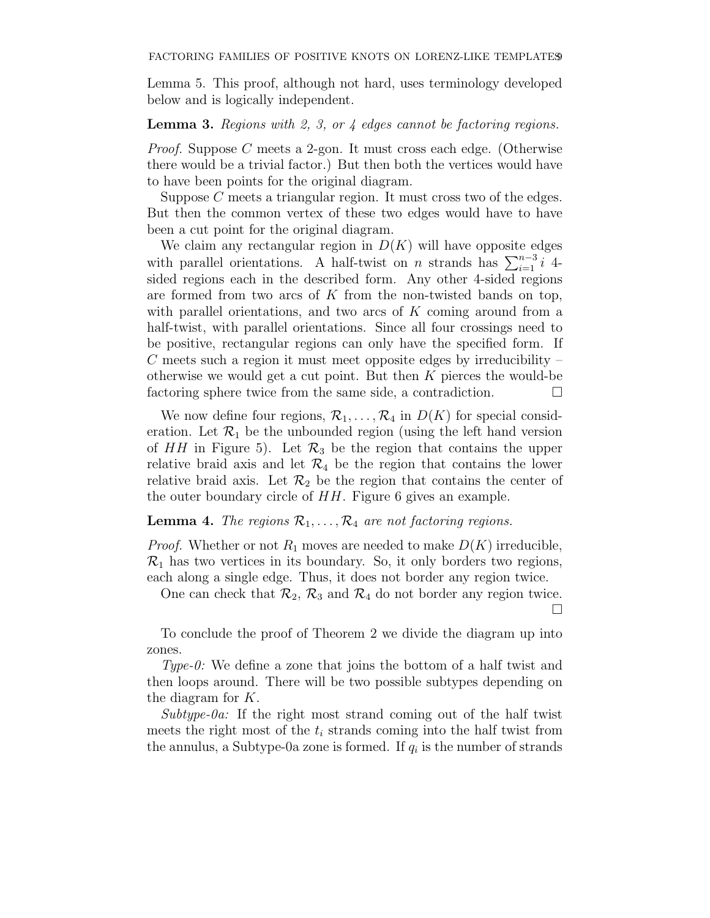Lemma 5. This proof, although not hard, uses terminology developed below and is logically independent.

**Lemma 3.** *Regions with 2, 3, or 4 edges cannot be factoring regions.*

*Proof.* Suppose $C$ meets a 2-gon. It must cross each edge. (Otherwise there would be a trivial factor.) But then both the vertices would have to have been points for the original diagram.

Suppose $C$ meets a triangular region. It must cross two of the edges. But then the common vertex of these two edges would have to have been a cut point for the original diagram.

We claim any rectangular region in $D(K)$ will have opposite edges with parallel orientations. A half-twist on $n$ strands has $\sum_{i=1}^{n-3} i$ 4-sided regions each in the described form. Any other 4-sided regions are formed from two arcs of $K$ from the non-twisted bands on top, with parallel orientations, and two arcs of $K$ coming around from a half-twist, with parallel orientations. Since all four crossings need to be positive, rectangular regions can only have the specified form. If $C$ meets such a region it must meet opposite edges by irreducibility – otherwise we would get a cut point. But then $K$ pierces the would-be factoring sphere twice from the same side, a contradiction. □

We now define four regions, $\mathcal{R}_1, \ldots, \mathcal{R}_4$ in $D(K)$ for special consideration. Let $\mathcal{R}_1$ be the unbounded region (using the left hand version of $HH$ in Figure 5). Let $\mathcal{R}_3$ be the region that contains the upper relative braid axis and let $\mathcal{R}_4$ be the region that contains the lower relative braid axis. Let $\mathcal{R}_2$ be the region that contains the center of the outer boundary circle of $HH$. Figure 6 gives an example.

**Lemma 4.** *The regions $\mathcal{R}_1, \ldots, \mathcal{R}_4$ are not factoring regions.*

*Proof.* Whether or not $R_1$ moves are needed to make $D(K)$ irreducible, $\mathcal{R}_1$ has two vertices in its boundary. So, it only borders two regions, each along a single edge. Thus, it does not border any region twice.

One can check that $\mathcal{R}_2$, $\mathcal{R}_3$ and $\mathcal{R}_4$ do not border any region twice. □

To conclude the proof of Theorem 2 we divide the diagram up into zones.

*Type-0:* We define a zone that joins the bottom of a half twist and then loops around. There will be two possible subtypes depending on the diagram for $K$.

*Subtype-0a:* If the right most strand coming out of the half twist meets the right most of the $t_i$ strands coming into the half twist from the annulus, a Subtype-0a zone is formed. If $q_i$ is the number of strands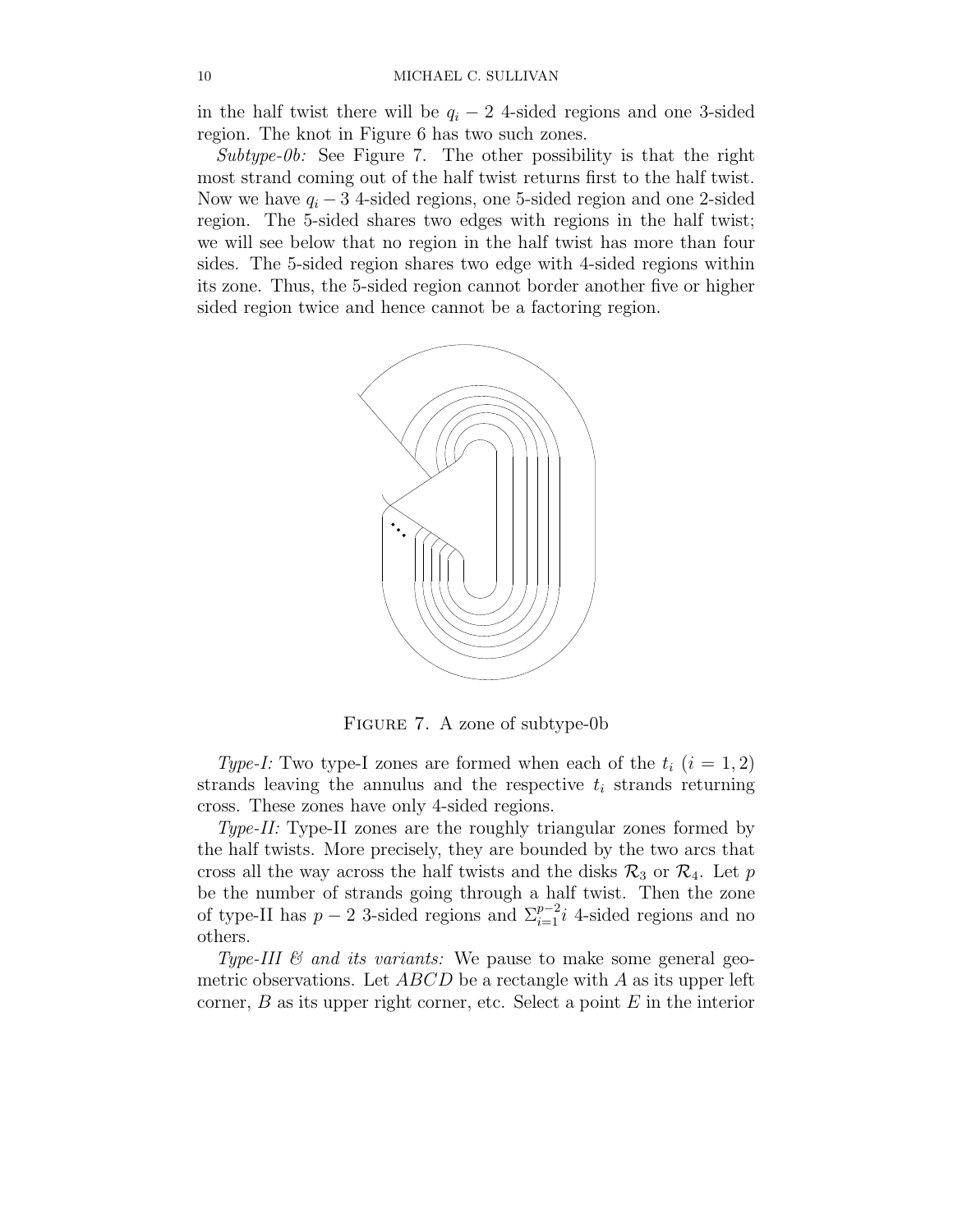in the half twist there will be $q_i - 2$ 4-sided regions and one 3-sided region. The knot in Figure 6 has two such zones.

*Subtype-0b:* See Figure 7. The other possibility is that the right most strand coming out of the half twist returns first to the half twist. Now we have $q_i - 3$ 4-sided regions, one 5-sided region and one 2-sided region. The 5-sided shares two edges with regions in the half twist; we will see below that no region in the half twist has more than four sides. The 5-sided region shares two edge with 4-sided regions within its zone. Thus, the 5-sided region cannot border another five or higher sided region twice and hence cannot be a factoring region.

FIGURE 7. A zone of subtype-0b

*Type-I:* Two type-I zones are formed when each of the $t_i$ $(i = 1, 2)$ strands leaving the annulus and the respective $t_i$ strands returning cross. These zones have only 4-sided regions.

*Type-II:* Type-II zones are the roughly triangular zones formed by the half twists. More precisely, they are bounded by the two arcs that cross all the way across the half twists and the disks $\mathcal{R}_3$ or $\mathcal{R}_4$. Let $p$ be the number of strands going through a half twist. Then the zone of type-II has $p - 2$ 3-sided regions and $\Sigma_{i=1}^{p-2} i$ 4-sided regions and no others.

*Type-III & and its variants:* We pause to make some general geometric observations. Let $ABCD$ be a rectangle with $A$ as its upper left corner, $B$ as its upper right corner, etc. Select a point $E$ in the interior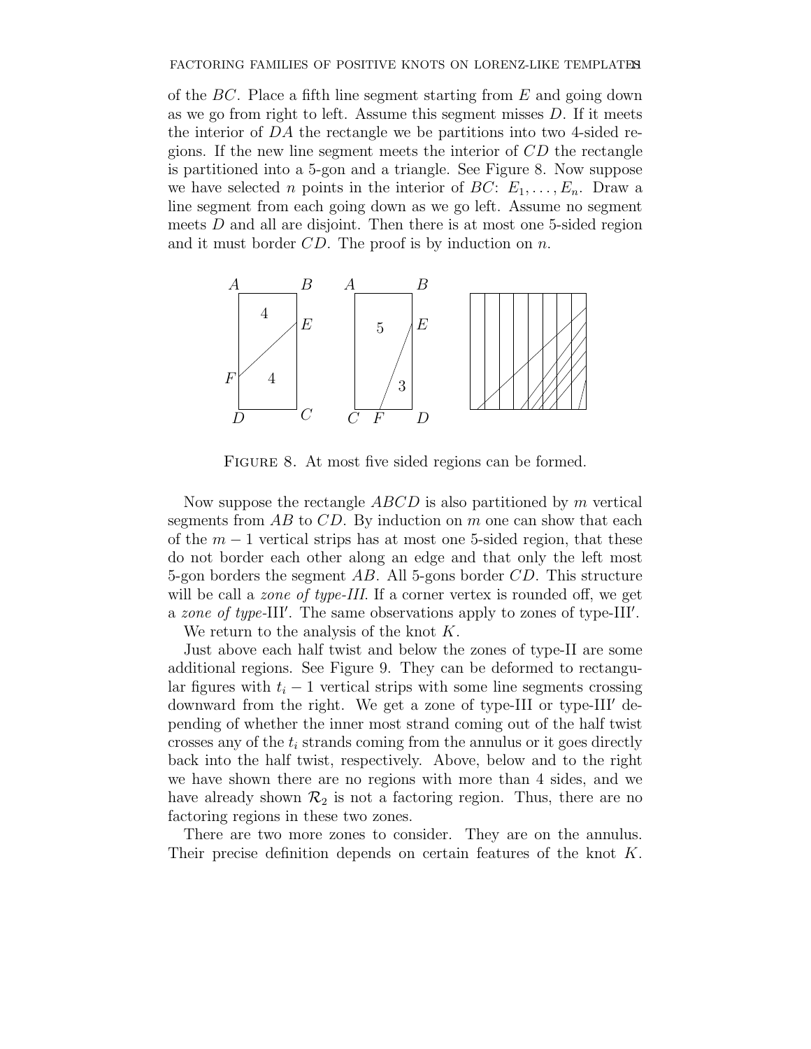of the $BC$. Place a fifth line segment starting from $E$ and going down as we go from right to left. Assume this segment misses $D$. If it meets the interior of $DA$ the rectangle we be partitions into two 4-sided regions. If the new line segment meets the interior of $CD$ the rectangle is partitioned into a 5-gon and a triangle. See Figure 8. Now suppose we have selected $n$ points in the interior of $BC$: $E_1, \ldots, E_n$. Draw a line segment from each going down as we go left. Assume no segment meets $D$ and all are disjoint. Then there is at most one 5-sided region and it must border $CD$. The proof is by induction on $n$.

FIGURE 8. At most five sided regions can be formed.

Now suppose the rectangle $ABCD$ is also partitioned by $m$ vertical segments from $AB$ to $CD$. By induction on $m$ one can show that each of the $m-1$ vertical strips has at most one 5-sided region, that these do not border each other along an edge and that only the left most 5-gon borders the segment $AB$. All 5-gons border $CD$. This structure will be call a *zone of type-III*. If a corner vertex is rounded off, we get a *zone of type*-III$'$. The same observations apply to zones of type-III$'$.

We return to the analysis of the knot $K$.

Just above each half twist and below the zones of type-II are some additional regions. See Figure 9. They can be deformed to rectangular figures with $t_i - 1$ vertical strips with some line segments crossing downward from the right. We get a zone of type-III or type-III$'$ depending of whether the inner most strand coming out of the half twist crosses any of the $t_i$ strands coming from the annulus or it goes directly back into the half twist, respectively. Above, below and to the right we have shown there are no regions with more than 4 sides, and we have already shown $\mathcal{R}_2$ is not a factoring region. Thus, there are no factoring regions in these two zones.

There are two more zones to consider. They are on the annulus. Their precise definition depends on certain features of the knot $K$.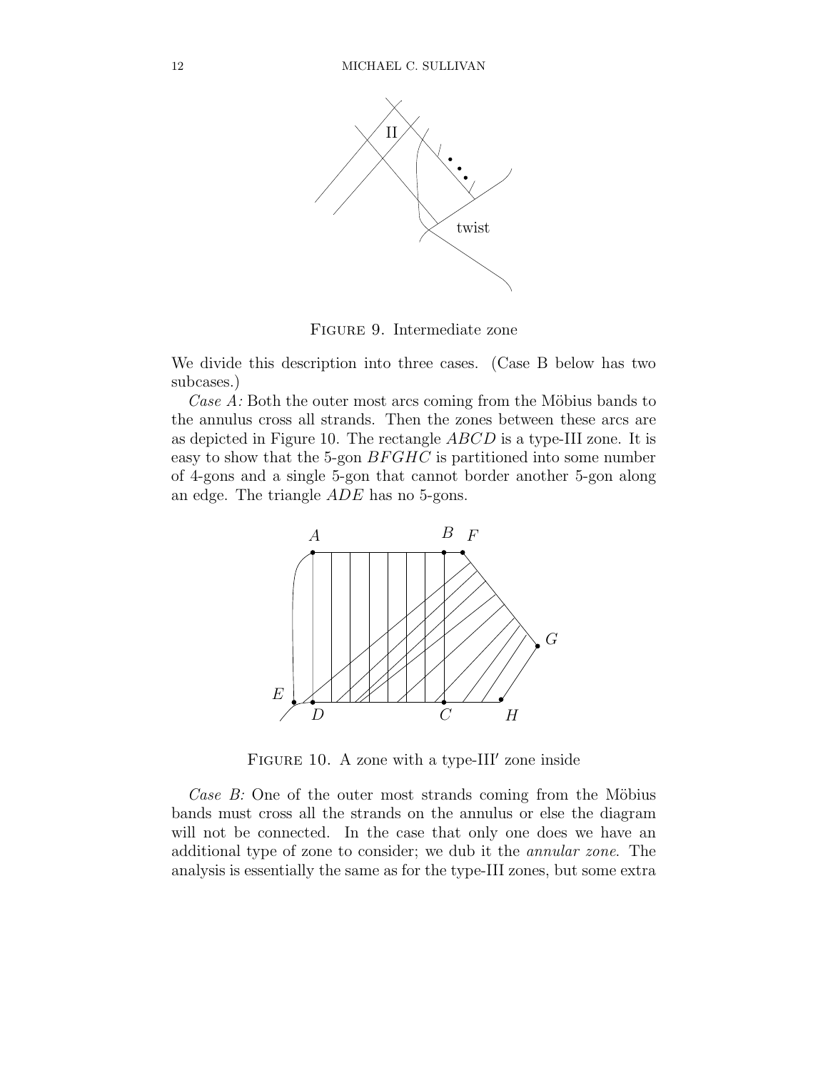FIGURE 9. Intermediate zone

We divide this description into three cases. (Case B below has two subcases.)

*Case A:* Both the outer most arcs coming from the Möbius bands to the annulus cross all strands. Then the zones between these arcs are as depicted in Figure 10. The rectangle $ABCD$ is a type-III zone. It is easy to show that the 5-gon $BFGHC$ is partitioned into some number of 4-gons and a single 5-gon that cannot border another 5-gon along an edge. The triangle $ADE$ has no 5-gons.

FIGURE 10. A zone with a type-III$'$ zone inside

*Case B:* One of the outer most strands coming from the Möbius bands must cross all the strands on the annulus or else the diagram will not be connected. In the case that only one does we have an additional type of zone to consider; we dub it the *annular zone*. The analysis is essentially the same as for the type-III zones, but some extra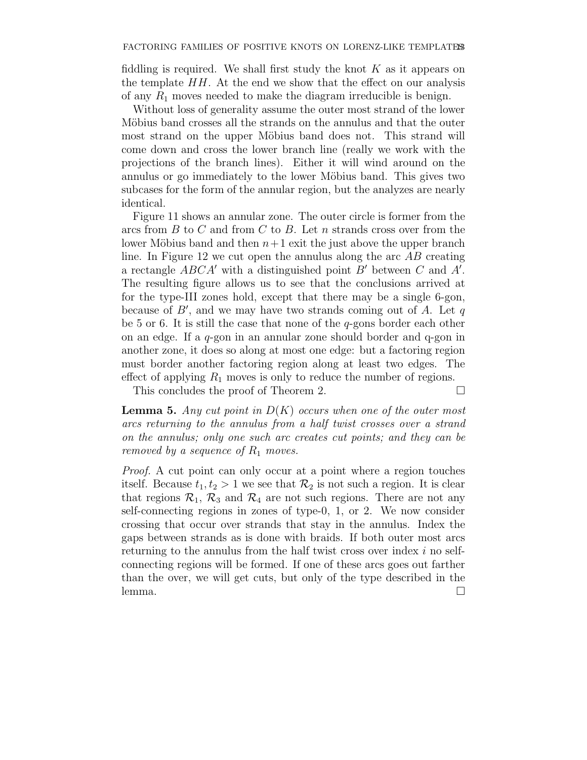fiddling is required. We shall first study the knot $K$ as it appears on the template $HH$. At the end we show that the effect on our analysis of any $R_1$ moves needed to make the diagram irreducible is benign.

Without loss of generality assume the outer most strand of the lower Möbius band crosses all the strands on the annulus and that the outer most strand on the upper Möbius band does not. This strand will come down and cross the lower branch line (really we work with the projections of the branch lines). Either it will wind around on the annulus or go immediately to the lower Möbius band. This gives two subcases for the form of the annular region, but the analyzes are nearly identical.

Figure 11 shows an annular zone. The outer circle is former from the arcs from $B$ to $C$ and from $C$ to $B$. Let $n$ strands cross over from the lower Möbius band and then $n+1$ exit the just above the upper branch line. In Figure 12 we cut open the annulus along the arc $AB$ creating a rectangle $ABCA'$ with a distinguished point $B'$ between $C$ and $A'$. The resulting figure allows us to see that the conclusions arrived at for the type-III zones hold, except that there may be a single 6-gon, because of $B'$, and we may have two strands coming out of $A$. Let $q$ be 5 or 6. It is still the case that none of the $q$-gons border each other on an edge. If a $q$-gon in an annular zone should border and q-gon in another zone, it does so along at most one edge: but a factoring region must border another factoring region along at least two edges. The effect of applying $R_1$ moves is only to reduce the number of regions.

This concludes the proof of Theorem 2. ☐

**Lemma 5.** *Any cut point in $D(K)$ occurs when one of the outer most arcs returning to the annulus from a half twist crosses over a strand on the annulus; only one such arc creates cut points; and they can be removed by a sequence of $R_1$ moves.*

*Proof.* A cut point can only occur at a point where a region touches itself. Because $t_1, t_2 > 1$ we see that $\mathcal{R}_2$ is not such a region. It is clear that regions $\mathcal{R}_1$, $\mathcal{R}_3$ and $\mathcal{R}_4$ are not such regions. There are not any self-connecting regions in zones of type-0, 1, or 2. We now consider crossing that occur over strands that stay in the annulus. Index the gaps between strands as is done with braids. If both outer most arcs returning to the annulus from the half twist cross over index $i$ no self-connecting regions will be formed. If one of these arcs goes out farther than the over, we will get cuts, but only of the type described in the lemma. ☐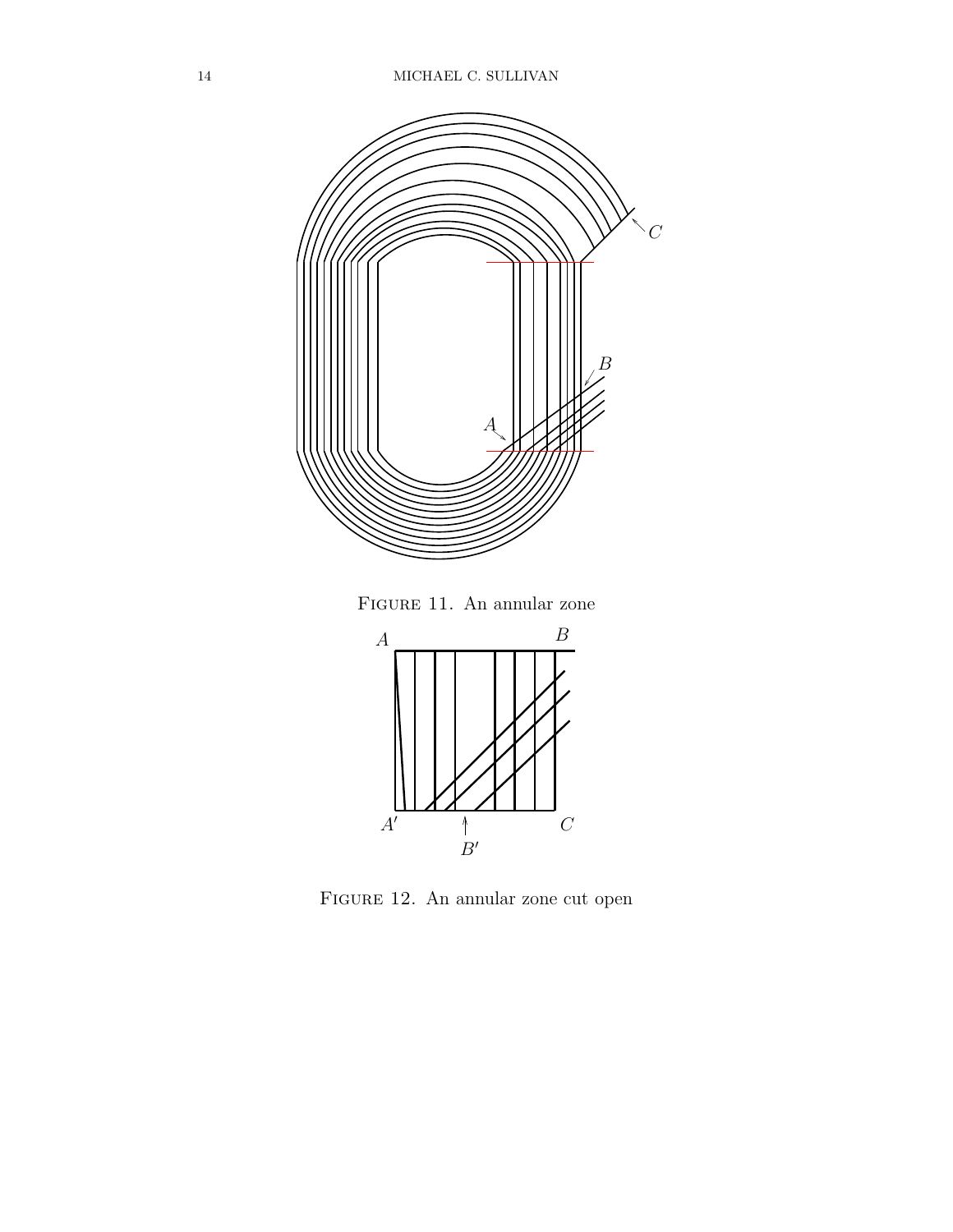Figure 11. An annular zone

Figure 12. An annular zone cut open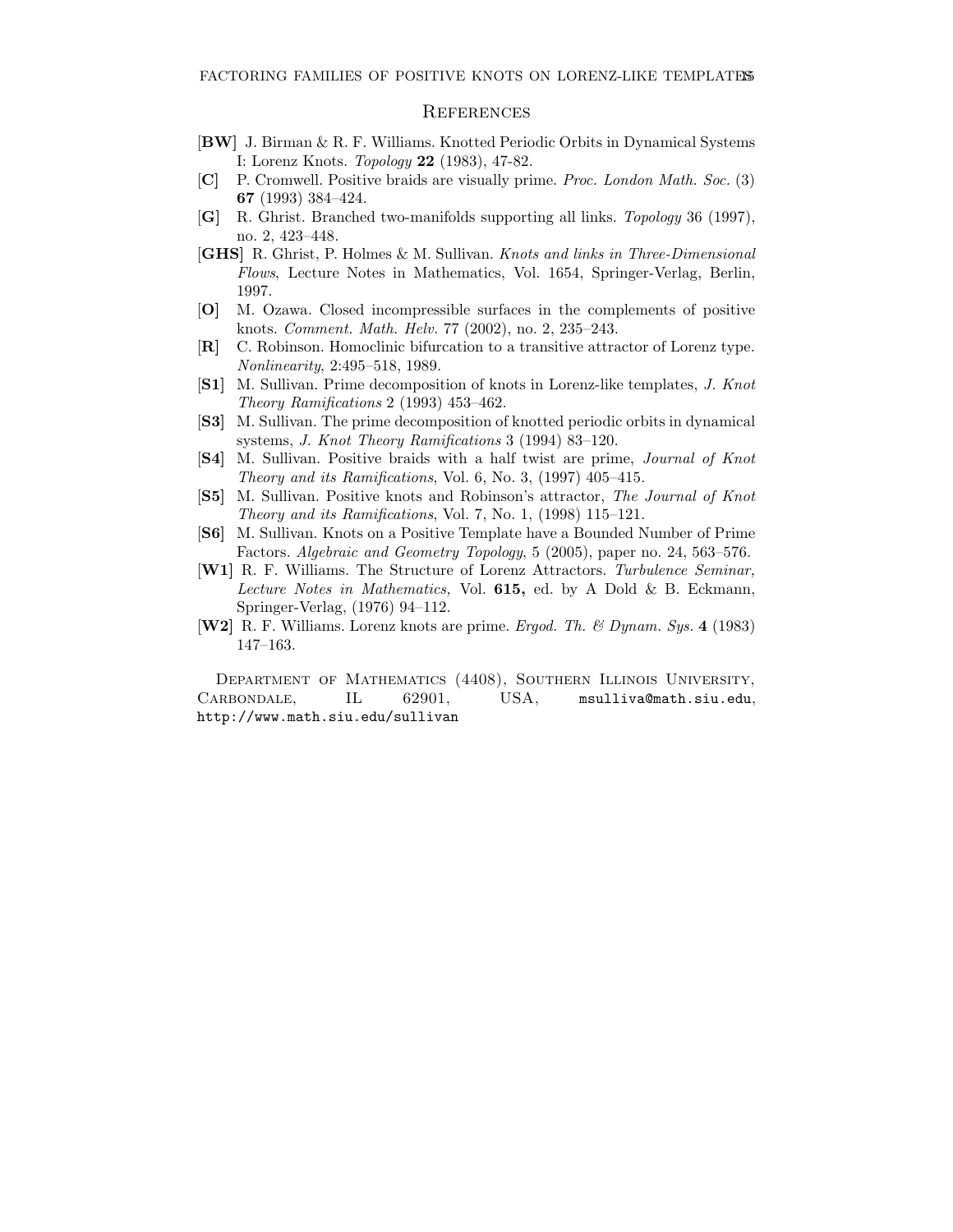## References

**[BW]** J. Birman & R. F. Williams. Knotted Periodic Orbits in Dynamical Systems I: Lorenz Knots. *Topology* **22** (1983), 47-82.

**[C]** P. Cromwell. Positive braids are visually prime. *Proc. London Math. Soc.* (3) **67** (1993) 384–424.

**[G]** R. Ghrist. Branched two-manifolds supporting all links. *Topology* 36 (1997), no. 2, 423–448.

**[GHS]** R. Ghrist, P. Holmes & M. Sullivan. *Knots and links in Three-Dimensional Flows*, Lecture Notes in Mathematics, Vol. 1654, Springer-Verlag, Berlin, 1997.

**[O]** M. Ozawa. Closed incompressible surfaces in the complements of positive knots. *Comment. Math. Helv.* 77 (2002), no. 2, 235–243.

**[R]** C. Robinson. Homoclinic bifurcation to a transitive attractor of Lorenz type. *Nonlinearity*, 2:495–518, 1989.

**[S1]** M. Sullivan. Prime decomposition of knots in Lorenz-like templates, *J. Knot Theory Ramifications* 2 (1993) 453–462.

**[S3]** M. Sullivan. The prime decomposition of knotted periodic orbits in dynamical systems, *J. Knot Theory Ramifications* 3 (1994) 83–120.

**[S4]** M. Sullivan. Positive braids with a half twist are prime, *Journal of Knot Theory and its Ramifications*, Vol. 6, No. 3, (1997) 405–415.

**[S5]** M. Sullivan. Positive knots and Robinson's attractor, *The Journal of Knot Theory and its Ramifications*, Vol. 7, No. 1, (1998) 115–121.

**[S6]** M. Sullivan. Knots on a Positive Template have a Bounded Number of Prime Factors. *Algebraic and Geometry Topology*, 5 (2005), paper no. 24, 563–576.

**[W1]** R. F. Williams. The Structure of Lorenz Attractors. *Turbulence Seminar, Lecture Notes in Mathematics,* Vol. **615,** ed. by A Dold & B. Eckmann, Springer-Verlag, (1976) 94–112.

**[W2]** R. F. Williams. Lorenz knots are prime. *Ergod. Th. & Dynam. Sys.* **4** (1983) 147–163.

Department of Mathematics (4408), Southern Illinois University, Carbondale, IL 62901, USA, msulliva@math.siu.edu, http://www.math.siu.edu/sullivan